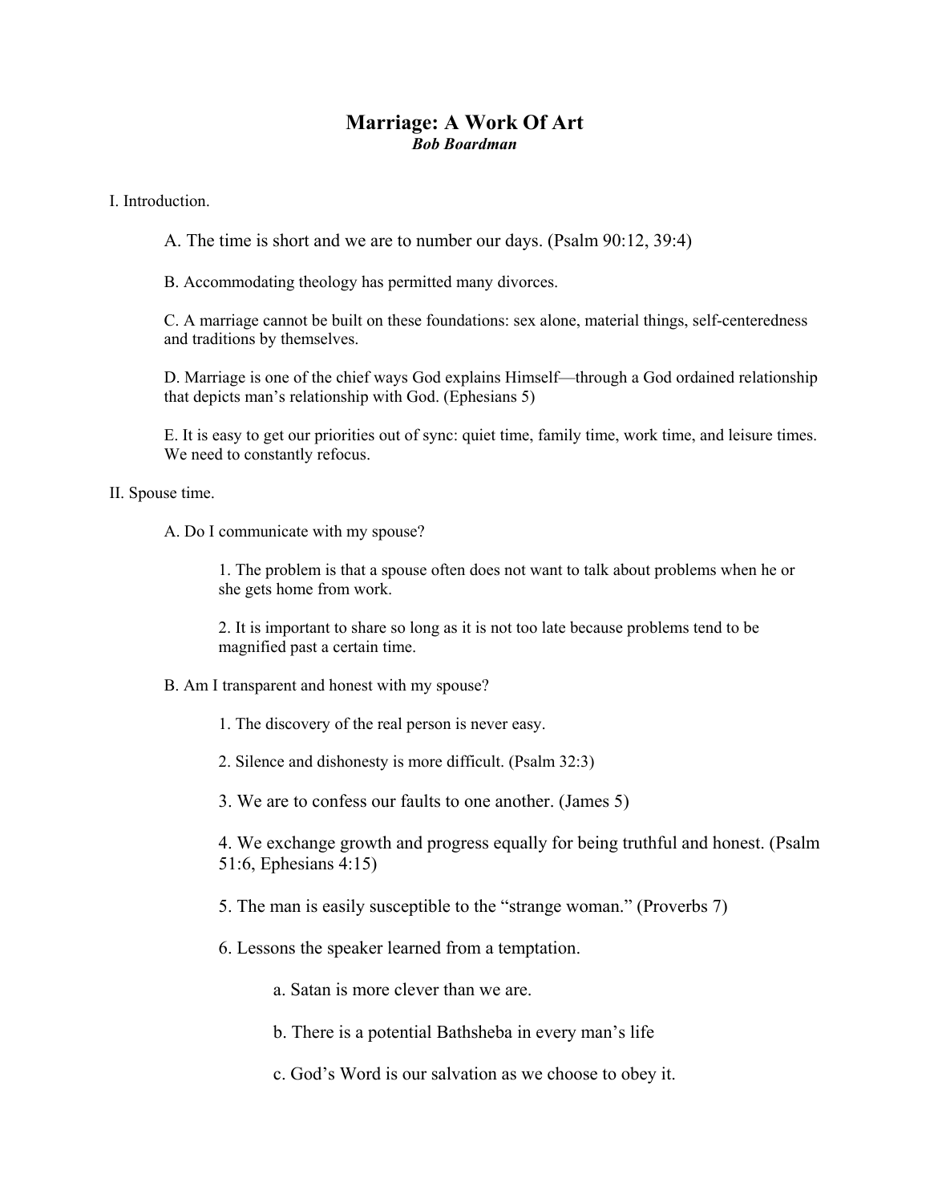# Marriage: A Work Of Art

***Bob Boardman***

I. Introduction.

A. The time is short and we are to number our days. (Psalm 90:12, 39:4)

B. Accommodating theology has permitted many divorces.

C. A marriage cannot be built on these foundations: sex alone, material things, self-centeredness and traditions by themselves.

D. Marriage is one of the chief ways God explains Himself—through a God ordained relationship that depicts man's relationship with God. (Ephesians 5)

E. It is easy to get our priorities out of sync: quiet time, family time, work time, and leisure times. We need to constantly refocus.

II. Spouse time.

A. Do I communicate with my spouse?

1. The problem is that a spouse often does not want to talk about problems when he or she gets home from work.

2. It is important to share so long as it is not too late because problems tend to be magnified past a certain time.

B. Am I transparent and honest with my spouse?

1. The discovery of the real person is never easy.

2. Silence and dishonesty is more difficult. (Psalm 32:3)

3. We are to confess our faults to one another. (James 5)

4. We exchange growth and progress equally for being truthful and honest. (Psalm 51:6, Ephesians 4:15)

5. The man is easily susceptible to the "strange woman." (Proverbs 7)

6. Lessons the speaker learned from a temptation.

a. Satan is more clever than we are.

b. There is a potential Bathsheba in every man's life

c. God's Word is our salvation as we choose to obey it.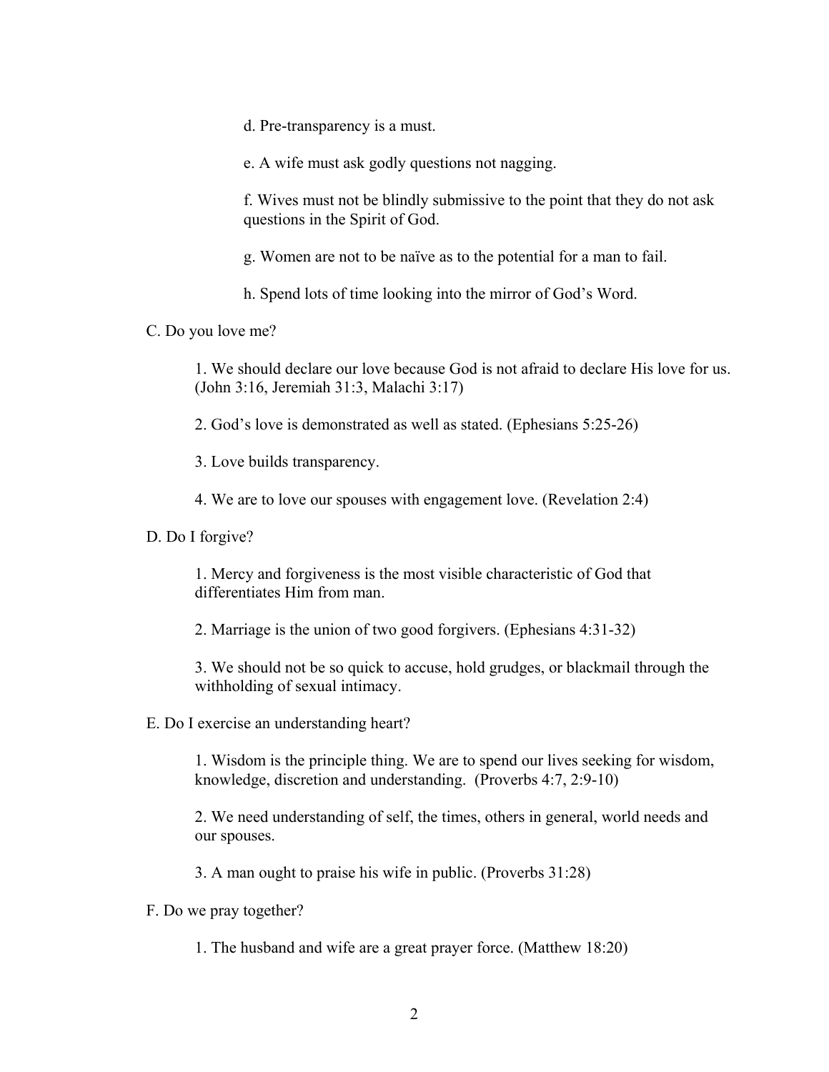d. Pre-transparency is a must.

e. A wife must ask godly questions not nagging.

f. Wives must not be blindly submissive to the point that they do not ask questions in the Spirit of God.

g. Women are not to be naïve as to the potential for a man to fail.

h. Spend lots of time looking into the mirror of God's Word.

C. Do you love me?

1. We should declare our love because God is not afraid to declare His love for us. (John 3:16, Jeremiah 31:3, Malachi 3:17)

2. God's love is demonstrated as well as stated. (Ephesians 5:25-26)

3. Love builds transparency.

4. We are to love our spouses with engagement love. (Revelation 2:4)

D. Do I forgive?

1. Mercy and forgiveness is the most visible characteristic of God that differentiates Him from man.

2. Marriage is the union of two good forgivers. (Ephesians 4:31-32)

3. We should not be so quick to accuse, hold grudges, or blackmail through the withholding of sexual intimacy.

E. Do I exercise an understanding heart?

1. Wisdom is the principle thing. We are to spend our lives seeking for wisdom, knowledge, discretion and understanding. (Proverbs 4:7, 2:9-10)

2. We need understanding of self, the times, others in general, world needs and our spouses.

3. A man ought to praise his wife in public. (Proverbs 31:28)

F. Do we pray together?

1. The husband and wife are a great prayer force. (Matthew 18:20)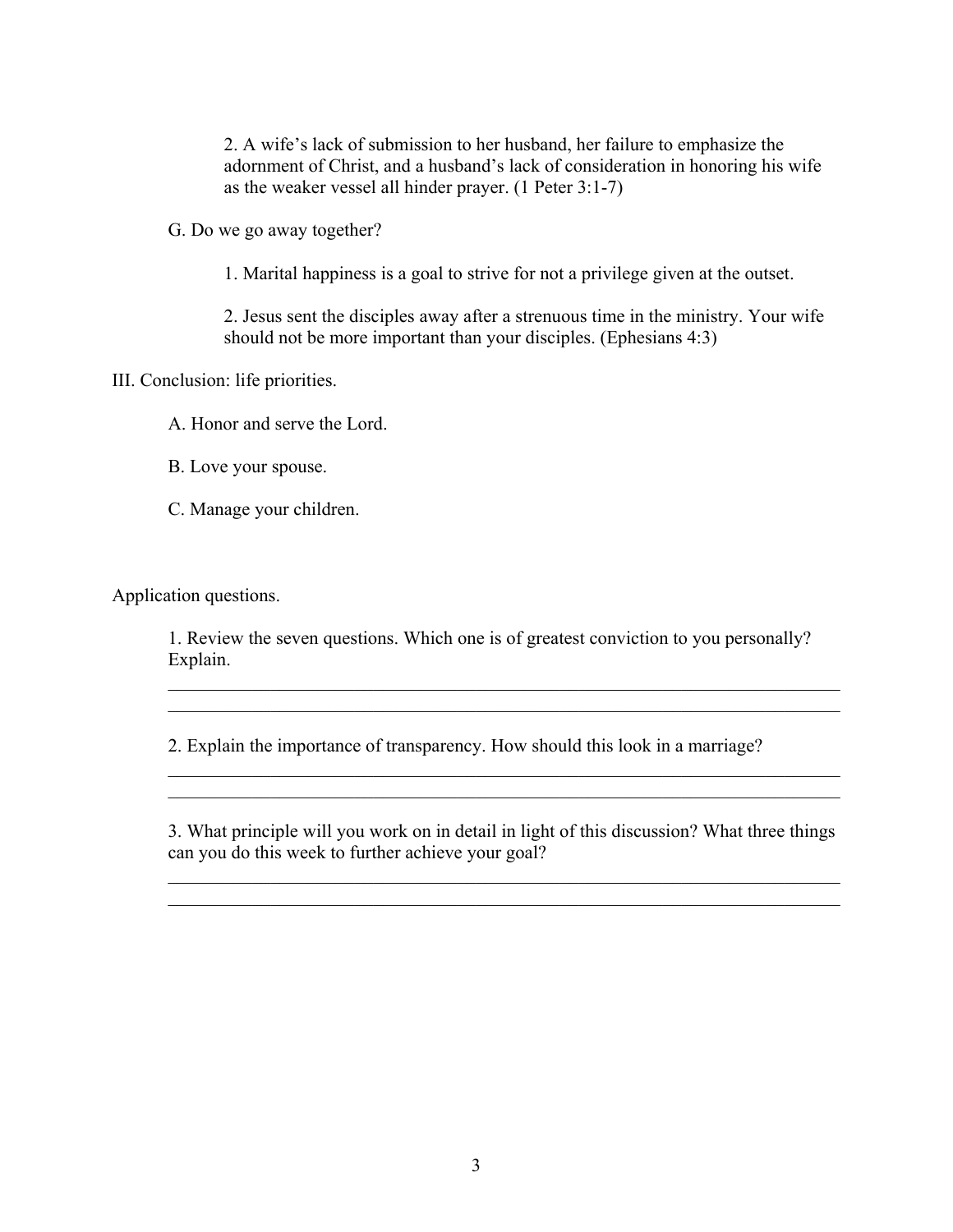2. A wife's lack of submission to her husband, her failure to emphasize the adornment of Christ, and a husband's lack of consideration in honoring his wife as the weaker vessel all hinder prayer. (1 Peter 3:1-7)

G. Do we go away together?

1. Marital happiness is a goal to strive for not a privilege given at the outset.

2. Jesus sent the disciples away after a strenuous time in the ministry. Your wife should not be more important than your disciples. (Ephesians 4:3)

III. Conclusion: life priorities.

A. Honor and serve the Lord.

B. Love your spouse.

C. Manage your children.

Application questions.

1. Review the seven questions. Which one is of greatest conviction to you personally? Explain.

\_\_\_\_\_\_\_\_\_\_\_\_\_\_\_\_\_\_\_\_\_\_\_\_\_\_\_\_\_\_\_\_\_\_\_\_\_\_\_\_\_\_\_\_\_\_\_\_\_\_\_\_\_\_\_\_\_\_\_\_\_\_\_\_\_\_\_\_\_\_\_\_\_\_

\_\_\_\_\_\_\_\_\_\_\_\_\_\_\_\_\_\_\_\_\_\_\_\_\_\_\_\_\_\_\_\_\_\_\_\_\_\_\_\_\_\_\_\_\_\_\_\_\_\_\_\_\_\_\_\_\_\_\_\_\_\_\_\_\_\_\_\_\_\_\_\_\_\_

2. Explain the importance of transparency. How should this look in a marriage?

\_\_\_\_\_\_\_\_\_\_\_\_\_\_\_\_\_\_\_\_\_\_\_\_\_\_\_\_\_\_\_\_\_\_\_\_\_\_\_\_\_\_\_\_\_\_\_\_\_\_\_\_\_\_\_\_\_\_\_\_\_\_\_\_\_\_\_\_\_\_\_\_\_\_

\_\_\_\_\_\_\_\_\_\_\_\_\_\_\_\_\_\_\_\_\_\_\_\_\_\_\_\_\_\_\_\_\_\_\_\_\_\_\_\_\_\_\_\_\_\_\_\_\_\_\_\_\_\_\_\_\_\_\_\_\_\_\_\_\_\_\_\_\_\_\_\_\_\_

3. What principle will you work on in detail in light of this discussion? What three things can you do this week to further achieve your goal?

\_\_\_\_\_\_\_\_\_\_\_\_\_\_\_\_\_\_\_\_\_\_\_\_\_\_\_\_\_\_\_\_\_\_\_\_\_\_\_\_\_\_\_\_\_\_\_\_\_\_\_\_\_\_\_\_\_\_\_\_\_\_\_\_\_\_\_\_\_\_\_\_\_\_

\_\_\_\_\_\_\_\_\_\_\_\_\_\_\_\_\_\_\_\_\_\_\_\_\_\_\_\_\_\_\_\_\_\_\_\_\_\_\_\_\_\_\_\_\_\_\_\_\_\_\_\_\_\_\_\_\_\_\_\_\_\_\_\_\_\_\_\_\_\_\_\_\_\_